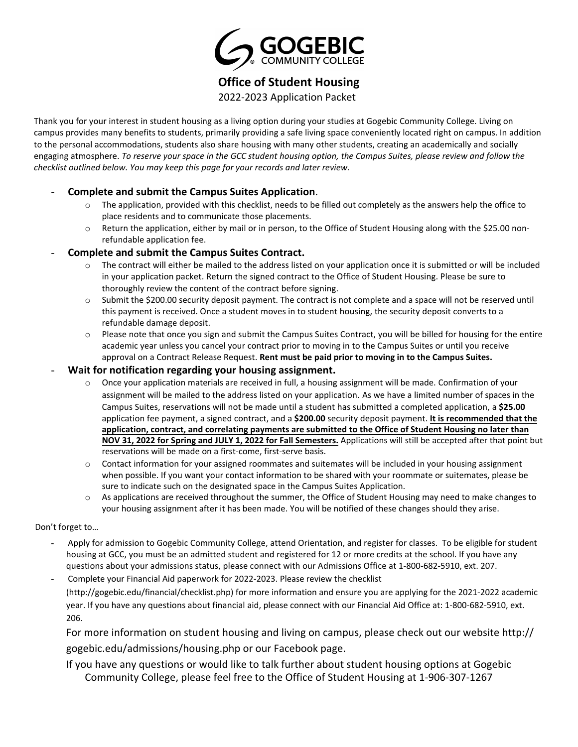# GOGEBIC COMMUNITY COLLEGE

## Office of Student Housing

2022-2023 Application Packet

Thank you for your interest in student housing as a living option during your studies at Gogebic Community College. Living on campus provides many benefits to students, primarily providing a safe living space conveniently located right on campus. In addition to the personal accommodations, students also share housing with many other students, creating an academically and socially engaging atmosphere. *To reserve your space in the GCC student housing option, the Campus Suites, please review and follow the checklist outlined below. You may keep this page for your records and later review.*

- **Complete and submit the Campus Suites Application**.
  - The application, provided with this checklist, needs to be filled out completely as the answers help the office to place residents and to communicate those placements.
  - Return the application, either by mail or in person, to the Office of Student Housing along with the $25.00 non-refundable application fee.
- **Complete and submit the Campus Suites Contract.**
  - The contract will either be mailed to the address listed on your application once it is submitted or will be included in your application packet. Return the signed contract to the Office of Student Housing. Please be sure to thoroughly review the content of the contract before signing.
  - Submit the $200.00 security deposit payment. The contract is not complete and a space will not be reserved until this payment is received. Once a student moves in to student housing, the security deposit converts to a refundable damage deposit.
  - Please note that once you sign and submit the Campus Suites Contract, you will be billed for housing for the entire academic year unless you cancel your contract prior to moving in to the Campus Suites or until you receive approval on a Contract Release Request. **Rent must be paid prior to moving in to the Campus Suites.**
- **Wait for notification regarding your housing assignment.**
  - Once your application materials are received in full, a housing assignment will be made. Confirmation of your assignment will be mailed to the address listed on your application. As we have a limited number of spaces in the Campus Suites, reservations will not be made until a student has submitted a completed application, a **$25.00** application fee payment, a signed contract, and a **$200.00** security deposit payment. **It is recommended that the application, contract, and correlating payments are submitted to the Office of Student Housing no later than NOV 31, 2022 for Spring and JULY 1, 2022 for Fall Semesters.** Applications will still be accepted after that point but reservations will be made on a first-come, first-serve basis.
  - Contact information for your assigned roommates and suitemates will be included in your housing assignment when possible. If you want your contact information to be shared with your roommate or suitemates, please be sure to indicate such on the designated space in the Campus Suites Application.
  - As applications are received throughout the summer, the Office of Student Housing may need to make changes to your housing assignment after it has been made. You will be notified of these changes should they arise.

Don't forget to…

- Apply for admission to Gogebic Community College, attend Orientation, and register for classes. To be eligible for student housing at GCC, you must be an admitted student and registered for 12 or more credits at the school. If you have any questions about your admissions status, please connect with our Admissions Office at 1-800-682-5910, ext. 207.
- Complete your Financial Aid paperwork for 2022-2023. Please review the checklist (http://gogebic.edu/financial/checklist.php) for more information and ensure you are applying for the 2021-2022 academic year. If you have any questions about financial aid, please connect with our Financial Aid Office at: 1-800-682-5910, ext. 206.

For more information on student housing and living on campus, please check out our website http://gogebic.edu/admissions/housing.php or our Facebook page.

If you have any questions or would like to talk further about student housing options at Gogebic Community College, please feel free to the Office of Student Housing at 1-906-307-1267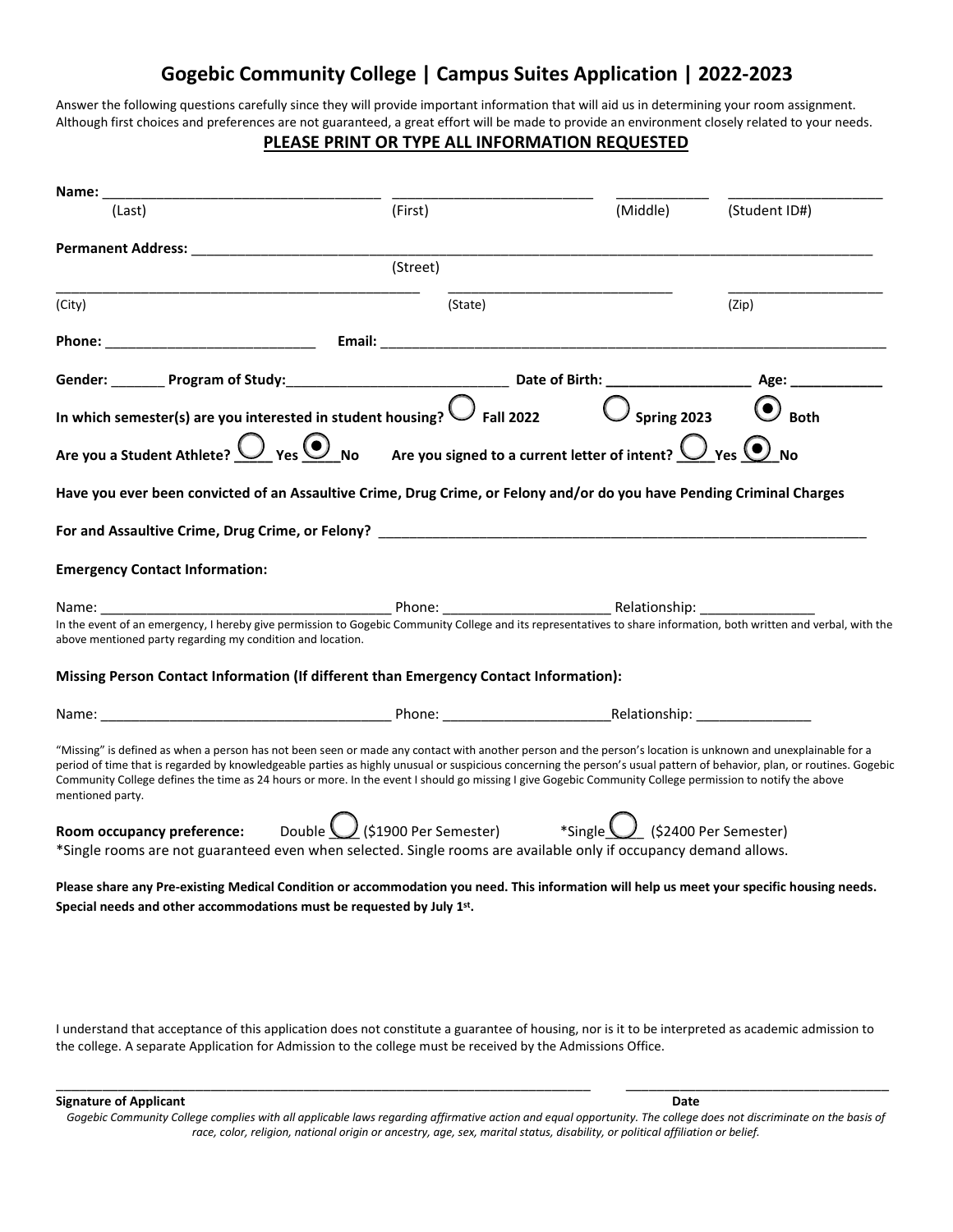# Gogebic Community College | Campus Suites Application | 2022-2023

Answer the following questions carefully since they will provide important information that will aid us in determining your room assignment. Although first choices and preferences are not guaranteed, a great effort will be made to provide an environment closely related to your needs.

**PLEASE PRINT OR TYPE ALL INFORMATION REQUESTED**

**Name:** ___________________________________ ___________________________ ____________ ____________________
(Last) (First) (Middle) (Student ID#)

**Permanent Address:** ________________________________________________________________________________________
(Street)

_________________________________________________ _____________________________ ____________________
(City) (State) (Zip)

**Phone:** ___________________________ **Email:** ____________________________________________________________________

**Gender:** _______ **Program of Study:**____________________________ **Date of Birth:** __________________ **Age:** ___________

**In which semester(s) are you interested in student housing?** ○ **Fall 2022** ○ **Spring 2023** ◉ **Both**

**Are you a Student Athlete?** ○ **Yes** ◉ **No** **Are you signed to a current letter of intent?** ○ **Yes** ◉ **No**

**Have you ever been convicted of an Assaultive Crime, Drug Crime, or Felony and/or do you have Pending Criminal Charges**

**For and Assaultive Crime, Drug Crime, or Felony?** _________________________________________________________________

**Emergency Contact Information:**

Name: _____________________________________ Phone: _____________________ Relationship: ______________

In the event of an emergency, I hereby give permission to Gogebic Community College and its representatives to share information, both written and verbal, with the above mentioned party regarding my condition and location.

**Missing Person Contact Information (If different than Emergency Contact Information):**

Name: _____________________________________ Phone: _____________________Relationship: ______________

"Missing" is defined as when a person has not been seen or made any contact with another person and the person's location is unknown and unexplainable for a period of time that is regarded by knowledgeable parties as highly unusual or suspicious concerning the person's usual pattern of behavior, plan, or routines. Gogebic Community College defines the time as 24 hours or more. In the event I should go missing I give Gogebic Community College permission to notify the above mentioned party.

**Room occupancy preference:** Double ○ ($1900 Per Semester) *Single ○ ($2400 Per Semester)

*Single rooms are not guaranteed even when selected. Single rooms are available only if occupancy demand allows.

**Please share any Pre-existing Medical Condition or accommodation you need. This information will help us meet your specific housing needs. Special needs and other accommodations must be requested by July 1st.**

I understand that acceptance of this application does not constitute a guarantee of housing, nor is it to be interpreted as academic admission to the college. A separate Application for Admission to the college must be received by the Admissions Office.

__________________________________________________________________________ ___________________________________

**Signature of Applicant** **Date**

*Gogebic Community College complies with all applicable laws regarding affirmative action and equal opportunity. The college does not discriminate on the basis of race, color, religion, national origin or ancestry, age, sex, marital status, disability, or political affiliation or belief.*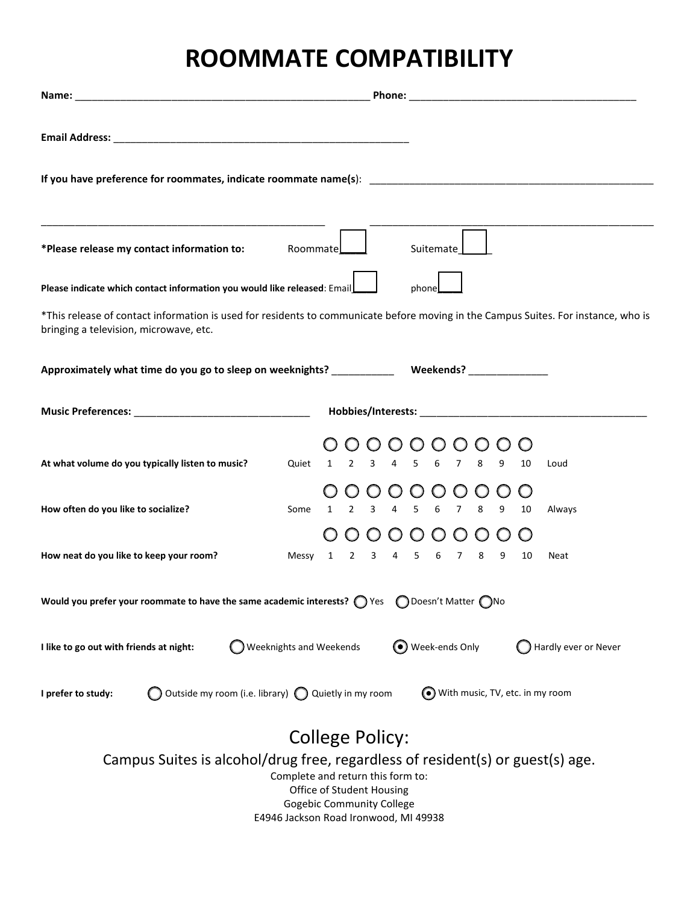# ROOMMATE COMPATIBILITY

**Name:** ____________________________________________________ **Phone:** _______________________________________

**Email Address:** _____________________________________________________

**If you have preference for roommates, indicate roommate name(s)**: ___________________________________________________

___________________________________________________ ___________________________________________________

**\*Please release my contact information to:** Roommate____ Suitemate_____

**Please indicate which contact information you would like released**: Email____ phone____

*This release of contact information is used for residents to communicate before moving in the Campus Suites. For instance, who is bringing a television, microwave, etc.

**Approximately what time do you go to sleep on weeknights?** ___________ **Weekends?** ______________

**Music Preferences:** ________________________________ **Hobbies/Interests:** ________________________________________

**At what volume do you typically listen to music?** Quiet ○ 1 ○ 2 ○ 3 ○ 4 ○ 5 ○ 6 ○ 7 ○ 8 ○ 9 ○ 10 Loud

**How often do you like to socialize?** Some ○ 1 ○ 2 ○ 3 ○ 4 ○ 5 ○ 6 ○ 7 ○ 8 ○ 9 ○ 10 Always

**How neat do you like to keep your room?** Messy ○ 1 ○ 2 ○ 3 ○ 4 ○ 5 ○ 6 ○ 7 ○ 8 ○ 9 ○ 10 Neat

**Would you prefer your roommate to have the same academic interests?** ○ Yes ○ Doesn't Matter ○ No

**I like to go out with friends at night:** ○ Weeknights and Weekends ◉ Week-ends Only ○ Hardly ever or Never

**I prefer to study:** ○ Outside my room (i.e. library) ○ Quietly in my room ◉ With music, TV, etc. in my room

## College Policy:

Campus Suites is alcohol/drug free, regardless of resident(s) or guest(s) age.

Complete and return this form to:
Office of Student Housing
Gogebic Community College
E4946 Jackson Road Ironwood, MI 49938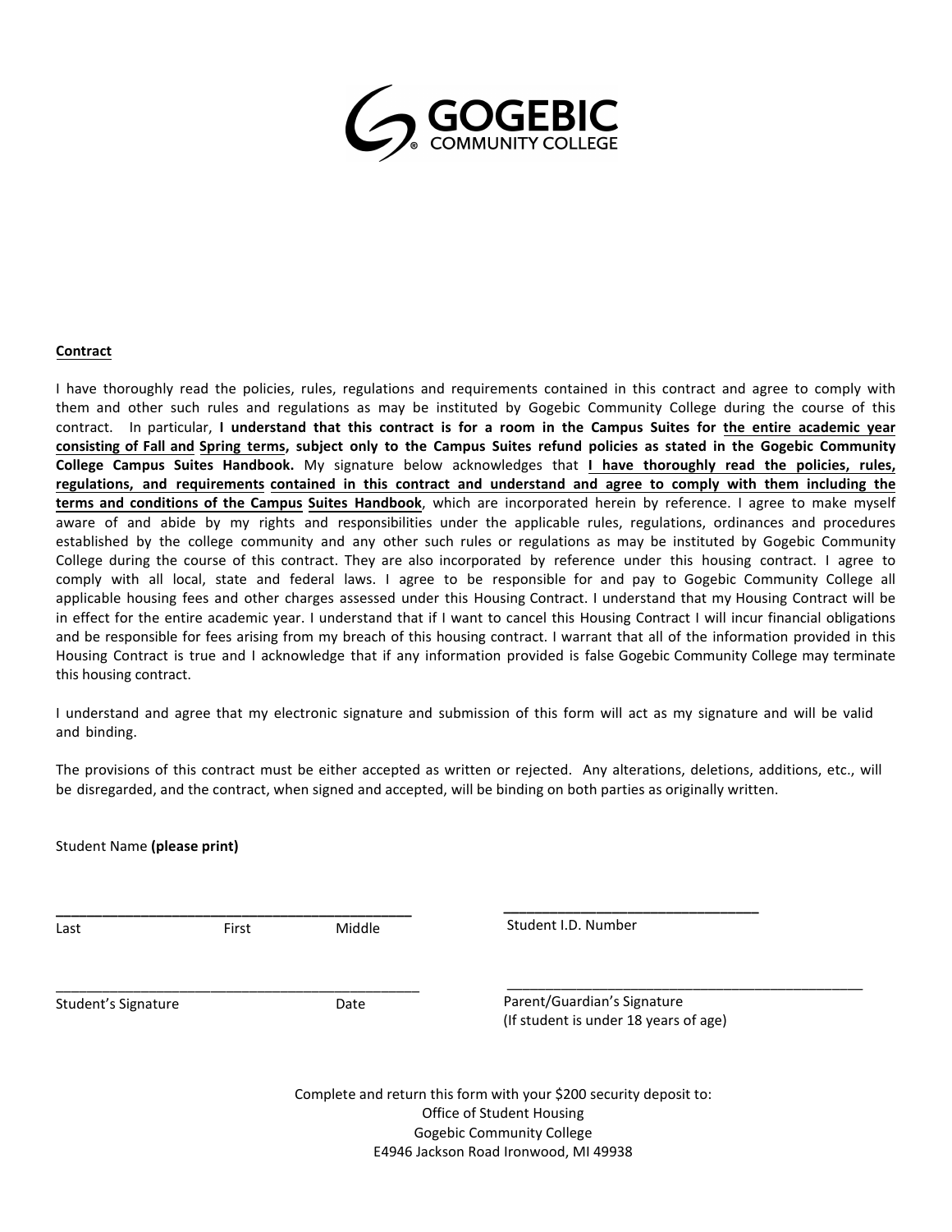**GOGEBIC**
COMMUNITY COLLEGE

**Contract**

I have thoroughly read the policies, rules, regulations and requirements contained in this contract and agree to comply with them and other such rules and regulations as may be instituted by Gogebic Community College during the course of this contract. In particular, **I understand that this contract is for a room in the Campus Suites for the entire academic year consisting of Fall and Spring terms, subject only to the Campus Suites refund policies as stated in the Gogebic Community College Campus Suites Handbook.** My signature below acknowledges that **I have thoroughly read the policies, rules, regulations, and requirements contained in this contract and understand and agree to comply with them including the terms and conditions of the Campus Suites Handbook**, which are incorporated herein by reference. I agree to make myself aware of and abide by my rights and responsibilities under the applicable rules, regulations, ordinances and procedures established by the college community and any other such rules or regulations as may be instituted by Gogebic Community College during the course of this contract. They are also incorporated by reference under this housing contract. I agree to comply with all local, state and federal laws. I agree to be responsible for and pay to Gogebic Community College all applicable housing fees and other charges assessed under this Housing Contract. I understand that my Housing Contract will be in effect for the entire academic year. I understand that if I want to cancel this Housing Contract I will incur financial obligations and be responsible for fees arising from my breach of this housing contract. I warrant that all of the information provided in this Housing Contract is true and I acknowledge that if any information provided is false Gogebic Community College may terminate this housing contract.

I understand and agree that my electronic signature and submission of this form will act as my signature and will be valid and binding.

The provisions of this contract must be either accepted as written or rejected. Any alterations, deletions, additions, etc., will be disregarded, and the contract, when signed and accepted, will be binding on both parties as originally written.

Student Name **(please print)**

______________________________________________
Last First Middle

________________________________
Student I.D. Number

______________________________________________
Student's Signature Date

______________________________________________
Parent/Guardian's Signature
(If student is under 18 years of age)

Complete and return this form with your $200 security deposit to:
Office of Student Housing
Gogebic Community College
E4946 Jackson Road Ironwood, MI 49938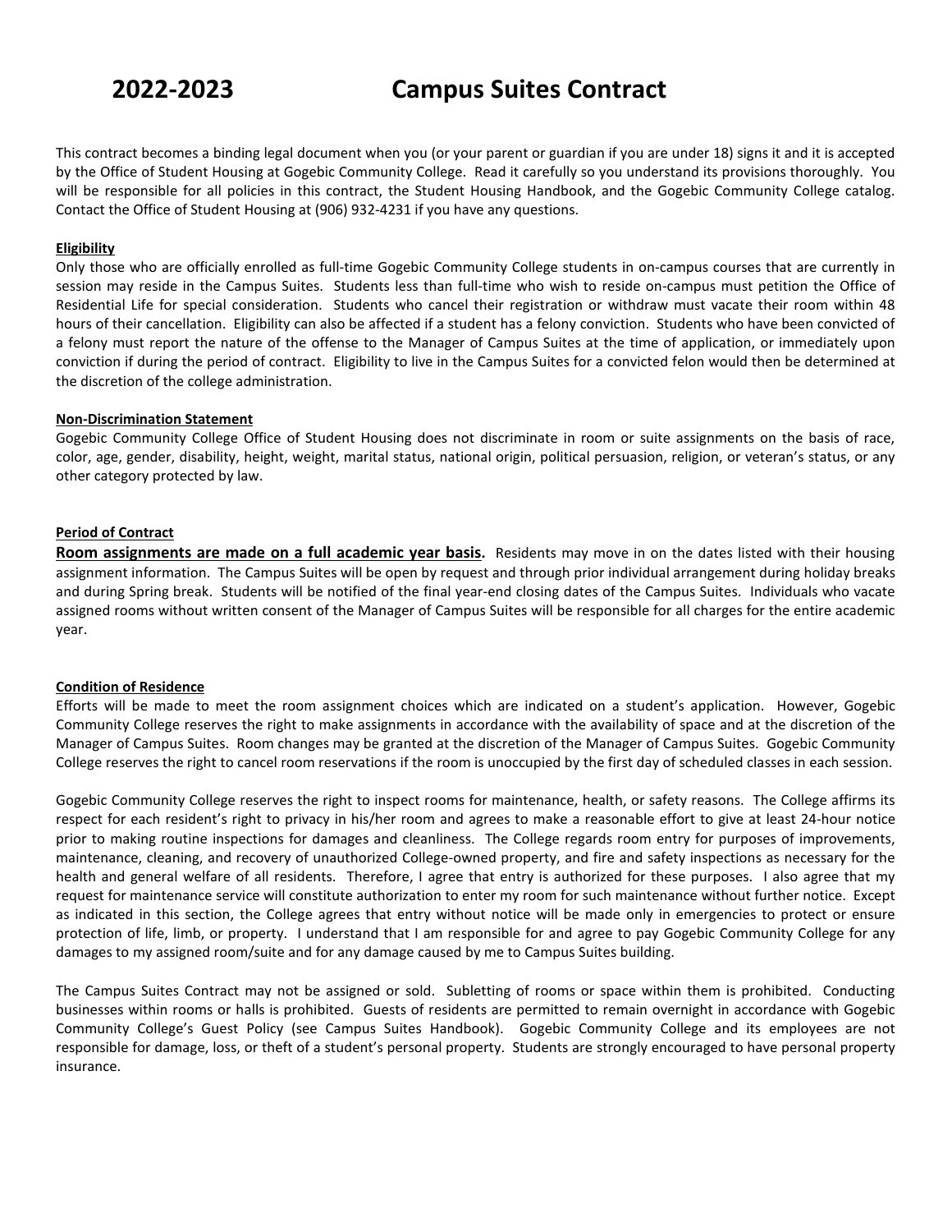# 2022-2023 Campus Suites Contract

This contract becomes a binding legal document when you (or your parent or guardian if you are under 18) signs it and it is accepted by the Office of Student Housing at Gogebic Community College. Read it carefully so you understand its provisions thoroughly. You will be responsible for all policies in this contract, the Student Housing Handbook, and the Gogebic Community College catalog. Contact the Office of Student Housing at (906) 932-4231 if you have any questions.

**Eligibility**

Only those who are officially enrolled as full-time Gogebic Community College students in on-campus courses that are currently in session may reside in the Campus Suites. Students less than full-time who wish to reside on-campus must petition the Office of Residential Life for special consideration. Students who cancel their registration or withdraw must vacate their room within 48 hours of their cancellation. Eligibility can also be affected if a student has a felony conviction. Students who have been convicted of a felony must report the nature of the offense to the Manager of Campus Suites at the time of application, or immediately upon conviction if during the period of contract. Eligibility to live in the Campus Suites for a convicted felon would then be determined at the discretion of the college administration.

**Non-Discrimination Statement**

Gogebic Community College Office of Student Housing does not discriminate in room or suite assignments on the basis of race, color, age, gender, disability, height, weight, marital status, national origin, political persuasion, religion, or veteran's status, or any other category protected by law.

**Period of Contract**

**Room assignments are made on a full academic year basis.** Residents may move in on the dates listed with their housing assignment information. The Campus Suites will be open by request and through prior individual arrangement during holiday breaks and during Spring break. Students will be notified of the final year-end closing dates of the Campus Suites. Individuals who vacate assigned rooms without written consent of the Manager of Campus Suites will be responsible for all charges for the entire academic year.

**Condition of Residence**

Efforts will be made to meet the room assignment choices which are indicated on a student's application. However, Gogebic Community College reserves the right to make assignments in accordance with the availability of space and at the discretion of the Manager of Campus Suites. Room changes may be granted at the discretion of the Manager of Campus Suites. Gogebic Community College reserves the right to cancel room reservations if the room is unoccupied by the first day of scheduled classes in each session.

Gogebic Community College reserves the right to inspect rooms for maintenance, health, or safety reasons. The College affirms its respect for each resident's right to privacy in his/her room and agrees to make a reasonable effort to give at least 24-hour notice prior to making routine inspections for damages and cleanliness. The College regards room entry for purposes of improvements, maintenance, cleaning, and recovery of unauthorized College-owned property, and fire and safety inspections as necessary for the health and general welfare of all residents. Therefore, I agree that entry is authorized for these purposes. I also agree that my request for maintenance service will constitute authorization to enter my room for such maintenance without further notice. Except as indicated in this section, the College agrees that entry without notice will be made only in emergencies to protect or ensure protection of life, limb, or property. I understand that I am responsible for and agree to pay Gogebic Community College for any damages to my assigned room/suite and for any damage caused by me to Campus Suites building.

The Campus Suites Contract may not be assigned or sold. Subletting of rooms or space within them is prohibited. Conducting businesses within rooms or halls is prohibited. Guests of residents are permitted to remain overnight in accordance with Gogebic Community College's Guest Policy (see Campus Suites Handbook). Gogebic Community College and its employees are not responsible for damage, loss, or theft of a student's personal property. Students are strongly encouraged to have personal property insurance.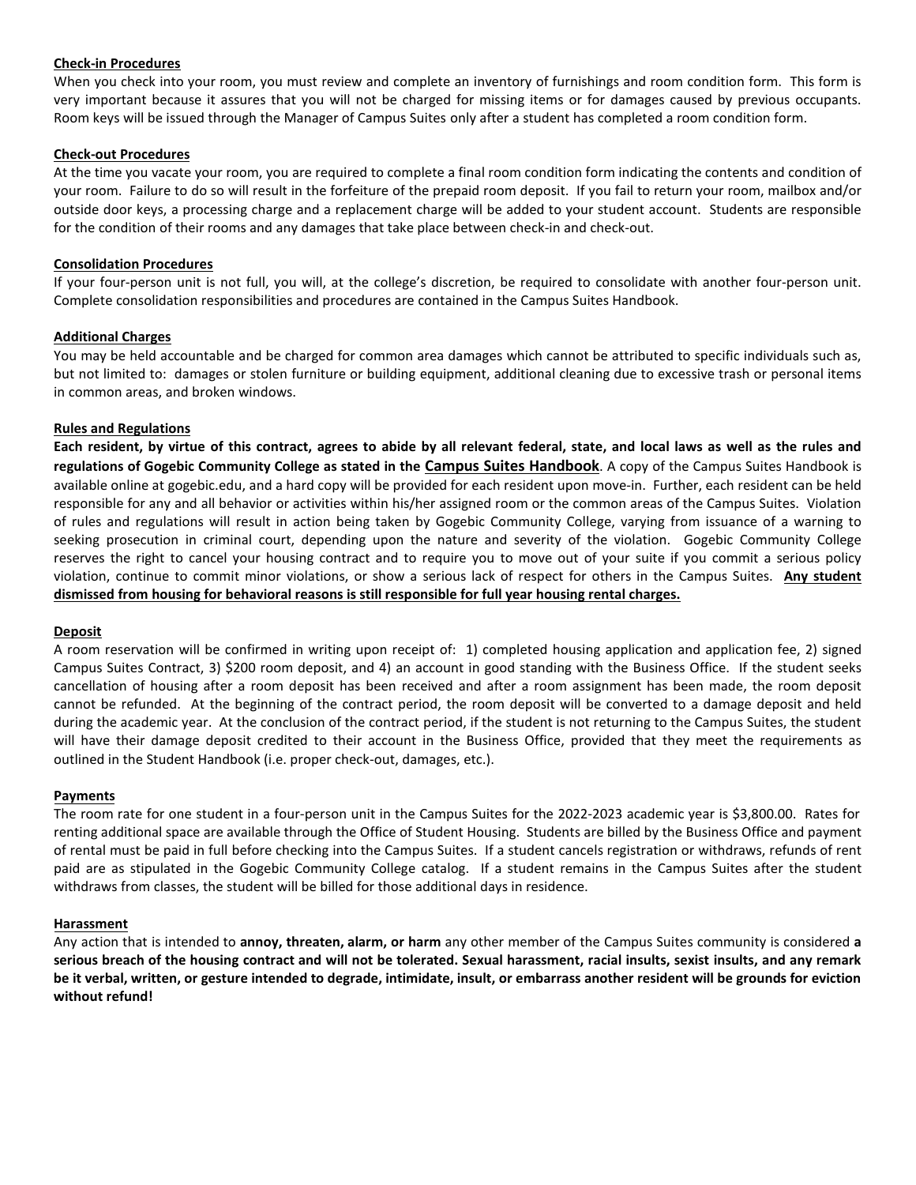**Check-in Procedures**

When you check into your room, you must review and complete an inventory of furnishings and room condition form. This form is very important because it assures that you will not be charged for missing items or for damages caused by previous occupants. Room keys will be issued through the Manager of Campus Suites only after a student has completed a room condition form.

**Check-out Procedures**

At the time you vacate your room, you are required to complete a final room condition form indicating the contents and condition of your room. Failure to do so will result in the forfeiture of the prepaid room deposit. If you fail to return your room, mailbox and/or outside door keys, a processing charge and a replacement charge will be added to your student account. Students are responsible for the condition of their rooms and any damages that take place between check-in and check-out.

**Consolidation Procedures**

If your four-person unit is not full, you will, at the college's discretion, be required to consolidate with another four-person unit. Complete consolidation responsibilities and procedures are contained in the Campus Suites Handbook.

**Additional Charges**

You may be held accountable and be charged for common area damages which cannot be attributed to specific individuals such as, but not limited to: damages or stolen furniture or building equipment, additional cleaning due to excessive trash or personal items in common areas, and broken windows.

**Rules and Regulations**

**Each resident, by virtue of this contract, agrees to abide by all relevant federal, state, and local laws as well as the rules and regulations of Gogebic Community College as stated in the Campus Suites Handbook**. A copy of the Campus Suites Handbook is available online at gogebic.edu, and a hard copy will be provided for each resident upon move-in. Further, each resident can be held responsible for any and all behavior or activities within his/her assigned room or the common areas of the Campus Suites. Violation of rules and regulations will result in action being taken by Gogebic Community College, varying from issuance of a warning to seeking prosecution in criminal court, depending upon the nature and severity of the violation. Gogebic Community College reserves the right to cancel your housing contract and to require you to move out of your suite if you commit a serious policy violation, continue to commit minor violations, or show a serious lack of respect for others in the Campus Suites. **Any student dismissed from housing for behavioral reasons is still responsible for full year housing rental charges.**

**Deposit**

A room reservation will be confirmed in writing upon receipt of: 1) completed housing application and application fee, 2) signed Campus Suites Contract, 3) $200 room deposit, and 4) an account in good standing with the Business Office. If the student seeks cancellation of housing after a room deposit has been received and after a room assignment has been made, the room deposit cannot be refunded. At the beginning of the contract period, the room deposit will be converted to a damage deposit and held during the academic year. At the conclusion of the contract period, if the student is not returning to the Campus Suites, the student will have their damage deposit credited to their account in the Business Office, provided that they meet the requirements as outlined in the Student Handbook (i.e. proper check-out, damages, etc.).

**Payments**

The room rate for one student in a four-person unit in the Campus Suites for the 2022-2023 academic year is $3,800.00. Rates for renting additional space are available through the Office of Student Housing. Students are billed by the Business Office and payment of rental must be paid in full before checking into the Campus Suites. If a student cancels registration or withdraws, refunds of rent paid are as stipulated in the Gogebic Community College catalog. If a student remains in the Campus Suites after the student withdraws from classes, the student will be billed for those additional days in residence.

**Harassment**

Any action that is intended to **annoy, threaten, alarm, or harm** any other member of the Campus Suites community is considered **a serious breach of the housing contract and will not be tolerated. Sexual harassment, racial insults, sexist insults, and any remark be it verbal, written, or gesture intended to degrade, intimidate, insult, or embarrass another resident will be grounds for eviction without refund!**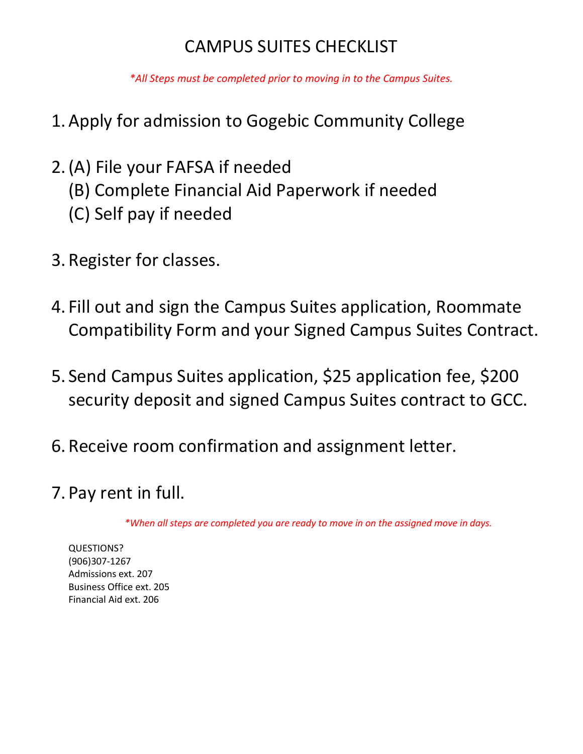# CAMPUS SUITES CHECKLIST

*\*All Steps must be completed prior to moving in to the Campus Suites.*

1. Apply for admission to Gogebic Community College

2. (A) File your FAFSA if needed
   (B) Complete Financial Aid Paperwork if needed
   (C) Self pay if needed

3. Register for classes.

4. Fill out and sign the Campus Suites application, Roommate Compatibility Form and your Signed Campus Suites Contract.

5. Send Campus Suites application, $25 application fee, $200 security deposit and signed Campus Suites contract to GCC.

6. Receive room confirmation and assignment letter.

7. Pay rent in full.

*\*When all steps are completed you are ready to move in on the assigned move in days.*

QUESTIONS?
(906)307-1267
Admissions ext. 207
Business Office ext. 205
Financial Aid ext. 206